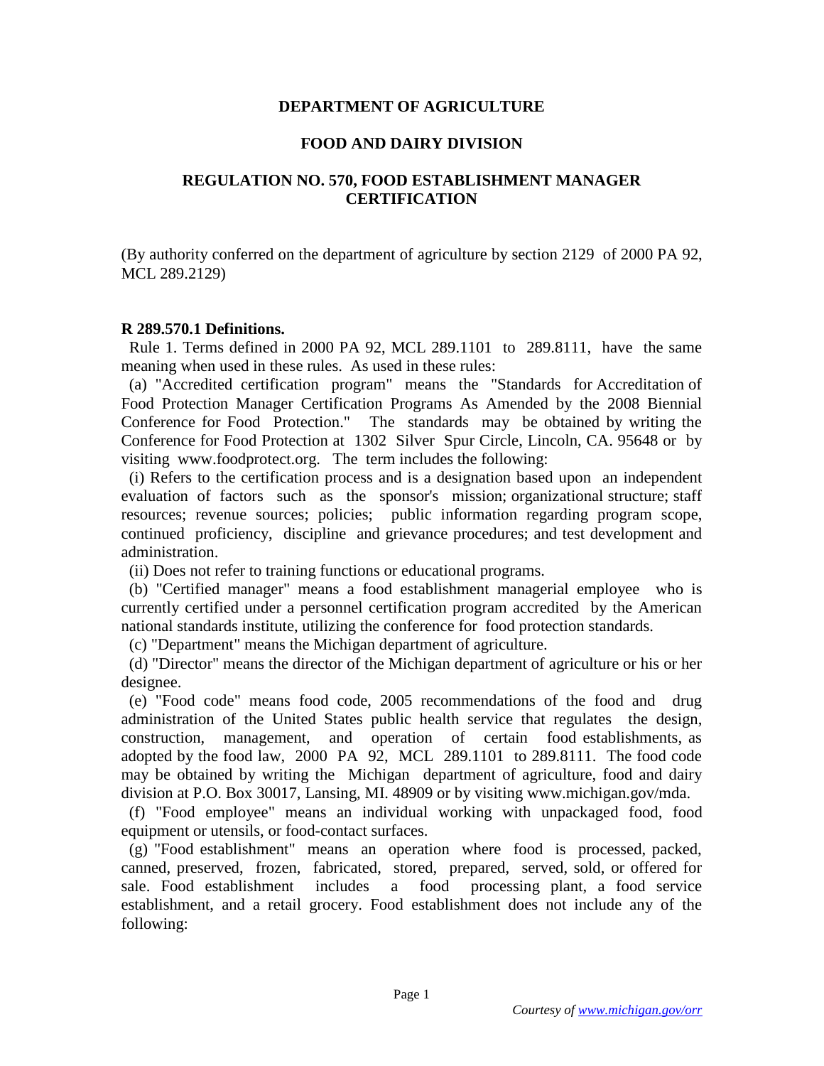**DEPARTMENT OF AGRICULTURE**

**FOOD AND DAIRY DIVISION**

**REGULATION NO. 570, FOOD ESTABLISHMENT MANAGER CERTIFICATION**

(By authority conferred on the department of agriculture by section 2129 of 2000 PA 92, MCL 289.2129)

**R 289.570.1 Definitions.**

Rule 1. Terms defined in 2000 PA 92, MCL 289.1101 to 289.8111, have the same meaning when used in these rules. As used in these rules:

(a) "Accredited certification program" means the "Standards for Accreditation of Food Protection Manager Certification Programs As Amended by the 2008 Biennial Conference for Food Protection." The standards may be obtained by writing the Conference for Food Protection at 1302 Silver Spur Circle, Lincoln, CA. 95648 or by visiting www.foodprotect.org. The term includes the following:

(i) Refers to the certification process and is a designation based upon an independent evaluation of factors such as the sponsor's mission; organizational structure; staff resources; revenue sources; policies; public information regarding program scope, continued proficiency, discipline and grievance procedures; and test development and administration.

(ii) Does not refer to training functions or educational programs.

(b) "Certified manager" means a food establishment managerial employee who is currently certified under a personnel certification program accredited by the American national standards institute, utilizing the conference for food protection standards.

(c) "Department" means the Michigan department of agriculture.

(d) "Director" means the director of the Michigan department of agriculture or his or her designee.

(e) "Food code" means food code, 2005 recommendations of the food and drug administration of the United States public health service that regulates the design, construction, management, and operation of certain food establishments, as adopted by the food law, 2000 PA 92, MCL 289.1101 to 289.8111. The food code may be obtained by writing the Michigan department of agriculture, food and dairy division at P.O. Box 30017, Lansing, MI. 48909 or by visiting www.michigan.gov/mda.

(f) "Food employee" means an individual working with unpackaged food, food equipment or utensils, or food-contact surfaces.

(g) "Food establishment" means an operation where food is processed, packed, canned, preserved, frozen, fabricated, stored, prepared, served, sold, or offered for sale. Food establishment includes a food processing plant, a food service establishment, and a retail grocery. Food establishment does not include any of the following: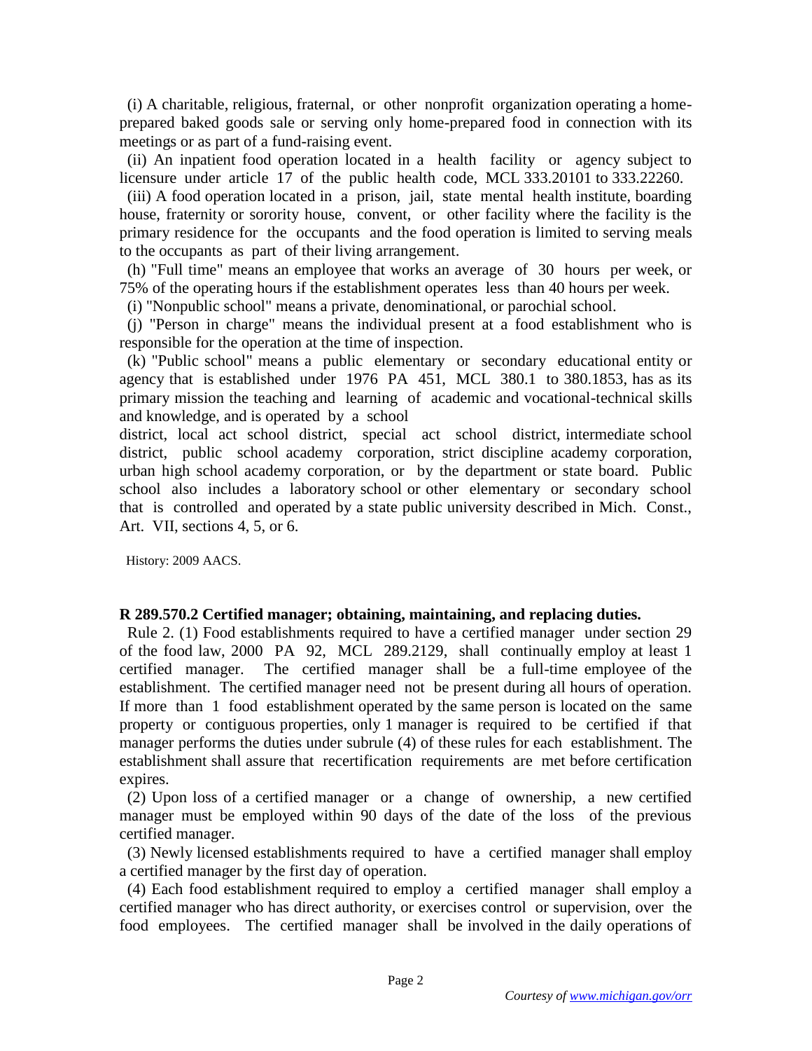(i) A charitable, religious, fraternal, or other nonprofit organization operating a home-prepared baked goods sale or serving only home-prepared food in connection with its meetings or as part of a fund-raising event.

(ii) An inpatient food operation located in a health facility or agency subject to licensure under article 17 of the public health code, MCL 333.20101 to 333.22260.

(iii) A food operation located in a prison, jail, state mental health institute, boarding house, fraternity or sorority house, convent, or other facility where the facility is the primary residence for the occupants and the food operation is limited to serving meals to the occupants as part of their living arrangement.

(h) "Full time" means an employee that works an average of 30 hours per week, or 75% of the operating hours if the establishment operates less than 40 hours per week.

(i) "Nonpublic school" means a private, denominational, or parochial school.

(j) "Person in charge" means the individual present at a food establishment who is responsible for the operation at the time of inspection.

(k) "Public school" means a public elementary or secondary educational entity or agency that is established under 1976 PA 451, MCL 380.1 to 380.1853, has as its primary mission the teaching and learning of academic and vocational-technical skills and knowledge, and is operated by a school district, local act school district, special act school district, intermediate school district, public school academy corporation, strict discipline academy corporation, urban high school academy corporation, or by the department or state board. Public school also includes a laboratory school or other elementary or secondary school that is controlled and operated by a state public university described in Mich. Const., Art. VII, sections 4, 5, or 6.

History: 2009 AACS.

**R 289.570.2 Certified manager; obtaining, maintaining, and replacing duties.**

Rule 2. (1) Food establishments required to have a certified manager under section 29 of the food law, 2000 PA 92, MCL 289.2129, shall continually employ at least 1 certified manager. The certified manager shall be a full-time employee of the establishment. The certified manager need not be present during all hours of operation. If more than 1 food establishment operated by the same person is located on the same property or contiguous properties, only 1 manager is required to be certified if that manager performs the duties under subrule (4) of these rules for each establishment. The establishment shall assure that recertification requirements are met before certification expires.

(2) Upon loss of a certified manager or a change of ownership, a new certified manager must be employed within 90 days of the date of the loss of the previous certified manager.

(3) Newly licensed establishments required to have a certified manager shall employ a certified manager by the first day of operation.

(4) Each food establishment required to employ a certified manager shall employ a certified manager who has direct authority, or exercises control or supervision, over the food employees. The certified manager shall be involved in the daily operations of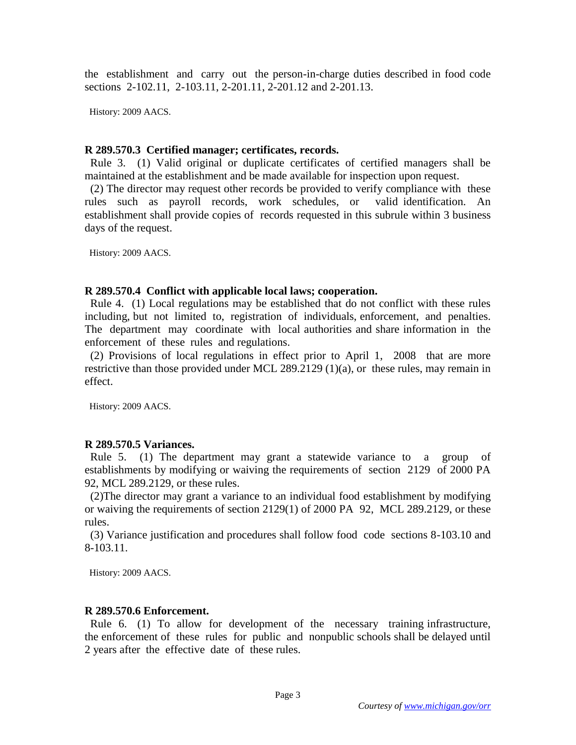the establishment and carry out the person-in-charge duties described in food code sections 2-102.11, 2-103.11, 2-201.11, 2-201.12 and 2-201.13.

History: 2009 AACS.

**R 289.570.3 Certified manager; certificates, records.**

Rule 3. (1) Valid original or duplicate certificates of certified managers shall be maintained at the establishment and be made available for inspection upon request.

(2) The director may request other records be provided to verify compliance with these rules such as payroll records, work schedules, or valid identification. An establishment shall provide copies of records requested in this subrule within 3 business days of the request.

History: 2009 AACS.

**R 289.570.4 Conflict with applicable local laws; cooperation.**

Rule 4. (1) Local regulations may be established that do not conflict with these rules including, but not limited to, registration of individuals, enforcement, and penalties. The department may coordinate with local authorities and share information in the enforcement of these rules and regulations.

(2) Provisions of local regulations in effect prior to April 1, 2008 that are more restrictive than those provided under MCL 289.2129 (1)(a), or these rules, may remain in effect.

History: 2009 AACS.

**R 289.570.5 Variances.**

Rule 5. (1) The department may grant a statewide variance to a group of establishments by modifying or waiving the requirements of section 2129 of 2000 PA 92, MCL 289.2129, or these rules.

(2)The director may grant a variance to an individual food establishment by modifying or waiving the requirements of section 2129(1) of 2000 PA 92, MCL 289.2129, or these rules.

(3) Variance justification and procedures shall follow food code sections 8-103.10 and 8-103.11.

History: 2009 AACS.

**R 289.570.6 Enforcement.**

Rule 6. (1) To allow for development of the necessary training infrastructure, the enforcement of these rules for public and nonpublic schools shall be delayed until 2 years after the effective date of these rules.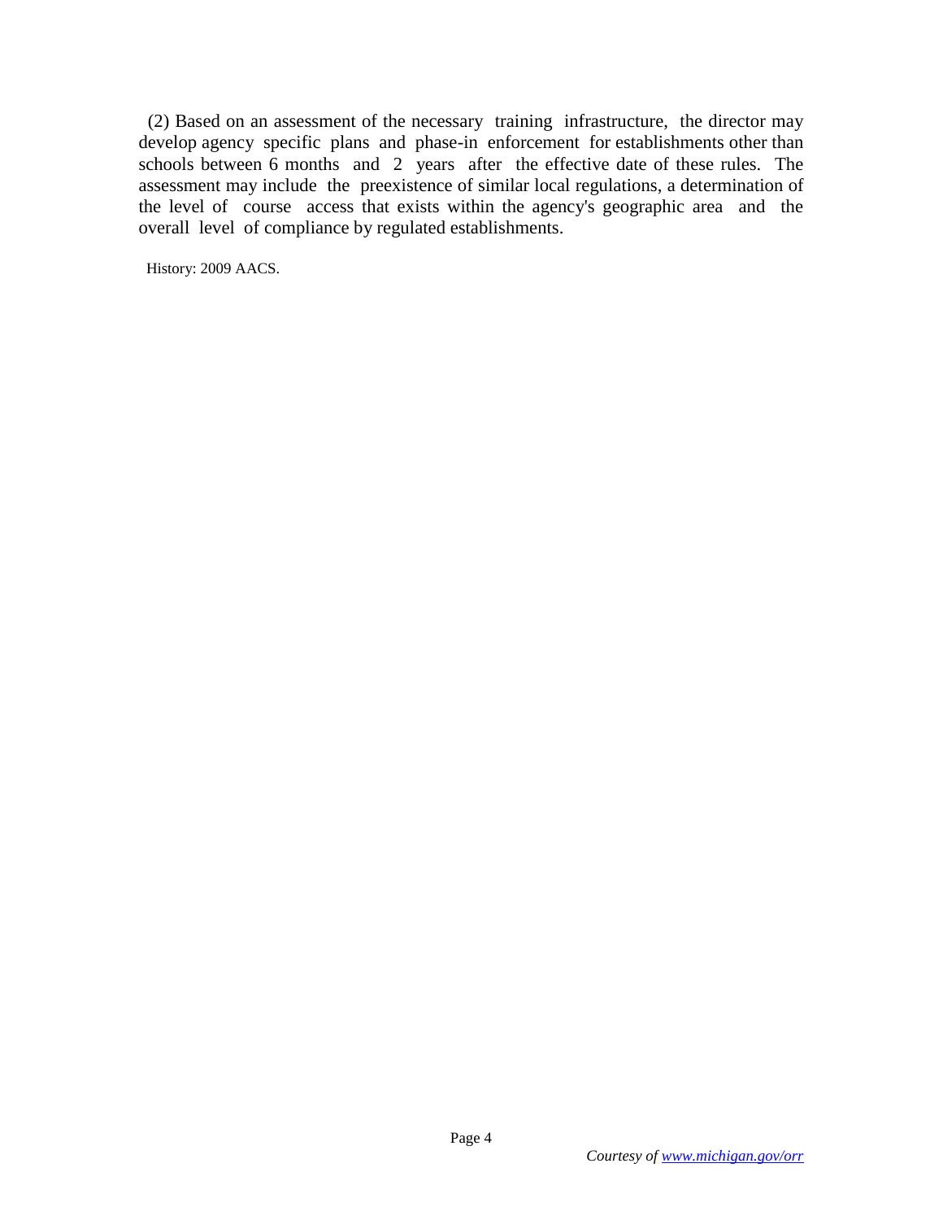(2) Based on an assessment of the necessary training infrastructure, the director may develop agency specific plans and phase-in enforcement for establishments other than schools between 6 months and 2 years after the effective date of these rules. The assessment may include the preexistence of similar local regulations, a determination of the level of course access that exists within the agency's geographic area and the overall level of compliance by regulated establishments.

History: 2009 AACS.